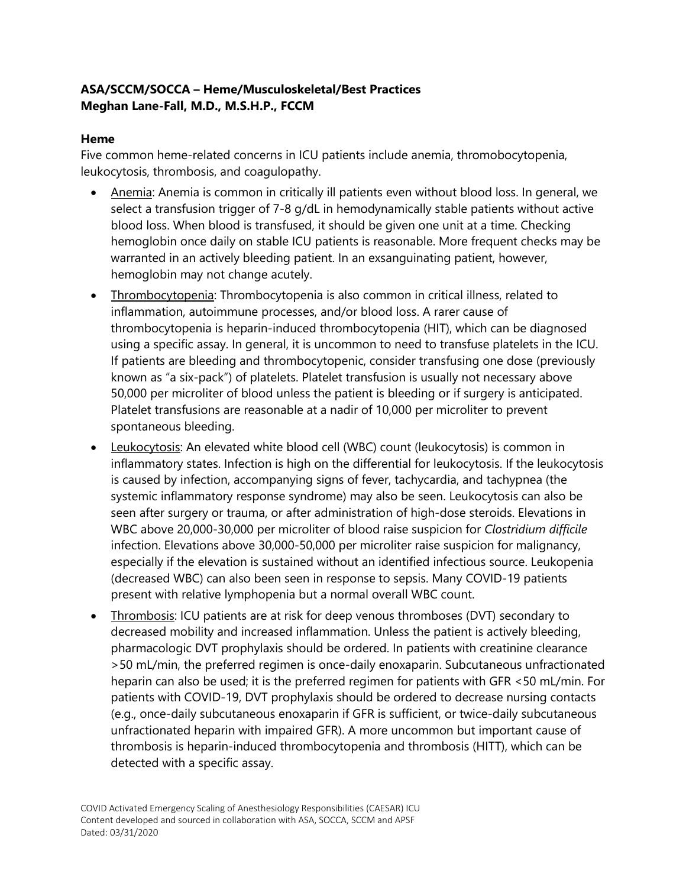**ASA/SCCM/SOCCA – Heme/Musculoskeletal/Best Practices**
**Meghan Lane-Fall, M.D., M.S.H.P., FCCM**

## Heme

Five common heme-related concerns in ICU patients include anemia, thromobocytopenia, leukocytosis, thrombosis, and coagulopathy.

- Anemia: Anemia is common in critically ill patients even without blood loss. In general, we select a transfusion trigger of 7-8 g/dL in hemodynamically stable patients without active blood loss. When blood is transfused, it should be given one unit at a time. Checking hemoglobin once daily on stable ICU patients is reasonable. More frequent checks may be warranted in an actively bleeding patient. In an exsanguinating patient, however, hemoglobin may not change acutely.
- Thrombocytopenia: Thrombocytopenia is also common in critical illness, related to inflammation, autoimmune processes, and/or blood loss. A rarer cause of thrombocytopenia is heparin-induced thrombocytopenia (HIT), which can be diagnosed using a specific assay. In general, it is uncommon to need to transfuse platelets in the ICU. If patients are bleeding and thrombocytopenic, consider transfusing one dose (previously known as "a six-pack") of platelets. Platelet transfusion is usually not necessary above 50,000 per microliter of blood unless the patient is bleeding or if surgery is anticipated. Platelet transfusions are reasonable at a nadir of 10,000 per microliter to prevent spontaneous bleeding.
- Leukocytosis: An elevated white blood cell (WBC) count (leukocytosis) is common in inflammatory states. Infection is high on the differential for leukocytosis. If the leukocytosis is caused by infection, accompanying signs of fever, tachycardia, and tachypnea (the systemic inflammatory response syndrome) may also be seen. Leukocytosis can also be seen after surgery or trauma, or after administration of high-dose steroids. Elevations in WBC above 20,000-30,000 per microliter of blood raise suspicion for *Clostridium difficile* infection. Elevations above 30,000-50,000 per microliter raise suspicion for malignancy, especially if the elevation is sustained without an identified infectious source. Leukopenia (decreased WBC) can also been seen in response to sepsis. Many COVID-19 patients present with relative lymphopenia but a normal overall WBC count.
- Thrombosis: ICU patients are at risk for deep venous thromboses (DVT) secondary to decreased mobility and increased inflammation. Unless the patient is actively bleeding, pharmacologic DVT prophylaxis should be ordered. In patients with creatinine clearance >50 mL/min, the preferred regimen is once-daily enoxaparin. Subcutaneous unfractionated heparin can also be used; it is the preferred regimen for patients with GFR <50 mL/min. For patients with COVID-19, DVT prophylaxis should be ordered to decrease nursing contacts (e.g., once-daily subcutaneous enoxaparin if GFR is sufficient, or twice-daily subcutaneous unfractionated heparin with impaired GFR). A more uncommon but important cause of thrombosis is heparin-induced thrombocytopenia and thrombosis (HITT), which can be detected with a specific assay.

COVID Activated Emergency Scaling of Anesthesiology Responsibilities (CAESAR) ICU
Content developed and sourced in collaboration with ASA, SOCCA, SCCM and APSF
Dated: 03/31/2020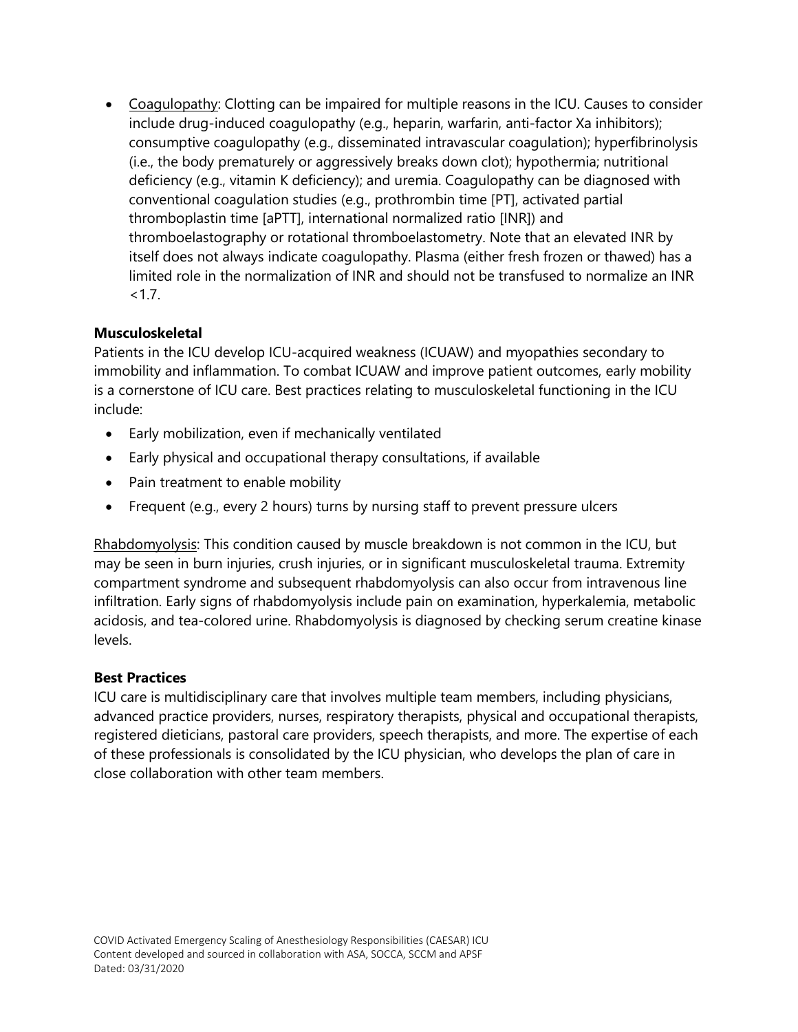- Coagulopathy: Clotting can be impaired for multiple reasons in the ICU. Causes to consider include drug-induced coagulopathy (e.g., heparin, warfarin, anti-factor Xa inhibitors); consumptive coagulopathy (e.g., disseminated intravascular coagulation); hyperfibrinolysis (i.e., the body prematurely or aggressively breaks down clot); hypothermia; nutritional deficiency (e.g., vitamin K deficiency); and uremia. Coagulopathy can be diagnosed with conventional coagulation studies (e.g., prothrombin time [PT], activated partial thromboplastin time [aPTT], international normalized ratio [INR]) and thromboelastography or rotational thromboelastometry. Note that an elevated INR by itself does not always indicate coagulopathy. Plasma (either fresh frozen or thawed) has a limited role in the normalization of INR and should not be transfused to normalize an INR <1.7.

**Musculoskeletal**

Patients in the ICU develop ICU-acquired weakness (ICUAW) and myopathies secondary to immobility and inflammation. To combat ICUAW and improve patient outcomes, early mobility is a cornerstone of ICU care. Best practices relating to musculoskeletal functioning in the ICU include:

- Early mobilization, even if mechanically ventilated
- Early physical and occupational therapy consultations, if available
- Pain treatment to enable mobility
- Frequent (e.g., every 2 hours) turns by nursing staff to prevent pressure ulcers

Rhabdomyolysis: This condition caused by muscle breakdown is not common in the ICU, but may be seen in burn injuries, crush injuries, or in significant musculoskeletal trauma. Extremity compartment syndrome and subsequent rhabdomyolysis can also occur from intravenous line infiltration. Early signs of rhabdomyolysis include pain on examination, hyperkalemia, metabolic acidosis, and tea-colored urine. Rhabdomyolysis is diagnosed by checking serum creatine kinase levels.

**Best Practices**

ICU care is multidisciplinary care that involves multiple team members, including physicians, advanced practice providers, nurses, respiratory therapists, physical and occupational therapists, registered dieticians, pastoral care providers, speech therapists, and more. The expertise of each of these professionals is consolidated by the ICU physician, who develops the plan of care in close collaboration with other team members.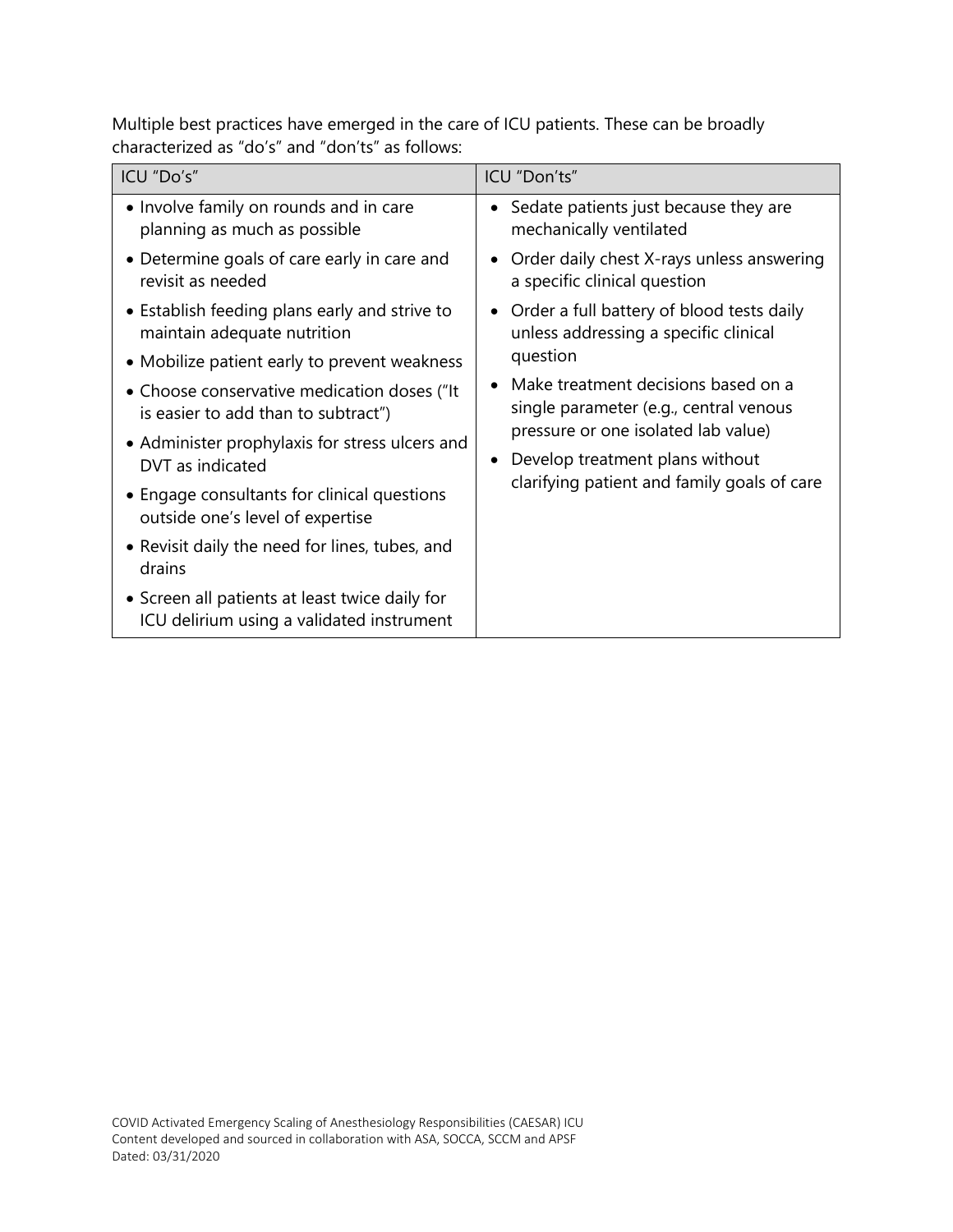Multiple best practices have emerged in the care of ICU patients. These can be broadly characterized as "do's" and "don'ts" as follows:

| ICU "Do's" | ICU "Don'ts" |
|---|---|
| • Involve family on rounds and in care planning as much as possible<br>• Determine goals of care early in care and revisit as needed<br>• Establish feeding plans early and strive to maintain adequate nutrition<br>• Mobilize patient early to prevent weakness<br>• Choose conservative medication doses ("It is easier to add than to subtract")<br>• Administer prophylaxis for stress ulcers and DVT as indicated<br>• Engage consultants for clinical questions outside one's level of expertise<br>• Revisit daily the need for lines, tubes, and drains<br>• Screen all patients at least twice daily for ICU delirium using a validated instrument | • Sedate patients just because they are mechanically ventilated<br>• Order daily chest X-rays unless answering a specific clinical question<br>• Order a full battery of blood tests daily unless addressing a specific clinical question<br>• Make treatment decisions based on a single parameter (e.g., central venous pressure or one isolated lab value)<br>• Develop treatment plans without clarifying patient and family goals of care |